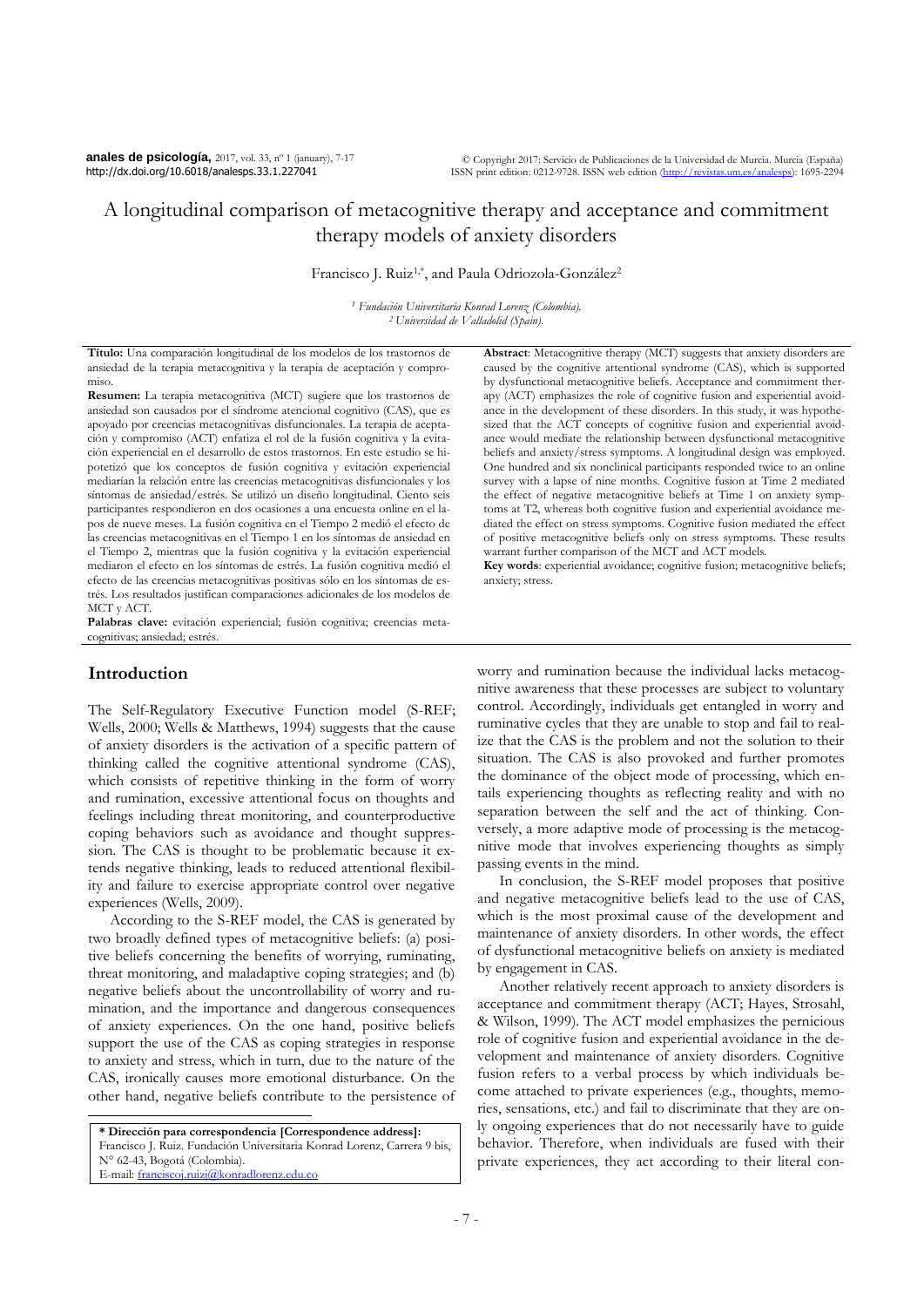# A longitudinal comparison of metacognitive therapy and acceptance and commitment therapy models of anxiety disorders

Francisco J. Ruiz[1,*], and Paula Odriozola-González[2]

[1] *Fundación Universitaria Konrad Lorenz (Colombia).*
[2] *Universidad de Valladolid (Spain).*

**Título:** Una comparación longitudinal de los modelos de los trastornos de ansiedad de la terapia metacognitiva y la terapia de aceptación y compromiso.

**Resumen:** La terapia metacognitiva (MCT) sugiere que los trastornos de ansiedad son causados por el síndrome atencional cognitivo (CAS), que es apoyado por creencias metacognitivas disfuncionales. La terapia de aceptación y compromiso (ACT) enfatiza el rol de la fusión cognitiva y la evitación experiencial en el desarrollo de estos trastornos. En este estudio se hipotetizó que los conceptos de fusión cognitiva y evitación experiencial mediarían la relación entre las creencias metacognitivas disfuncionales y los síntomas de ansiedad/estrés. Se utilizó un diseño longitudinal. Ciento seis participantes respondieron en dos ocasiones a una encuesta online en el lapso de nueve meses. La fusión cognitiva en el Tiempo 2 medió el efecto de las creencias metacognitivas negativas en el Tiempo 1 en los síntomas de ansiedad en el Tiempo 2, mientras que la fusión cognitiva y la evitación experiencial mediaron el efecto en los síntomas de estrés. La fusión cognitiva medió el efecto de las creencias metacognitivas positivas sólo en los síntomas de estrés. Los resultados justifican comparaciones adicionales de los modelos de MCT y ACT.

**Palabras clave:** evitación experiencial; fusión cognitiva; creencias metacognitivas; ansiedad; estrés.

**Abstract**: Metacognitive therapy (MCT) suggests that anxiety disorders are caused by the cognitive attentional syndrome (CAS), which is supported by dysfunctional metacognitive beliefs. Acceptance and commitment therapy (ACT) emphasizes the role of cognitive fusion and experiential avoidance in the development of these disorders. In this study, it was hypothesized that the ACT concepts of cognitive fusion and experiential avoidance would mediate the relationship between dysfunctional metacognitive beliefs and anxiety/stress symptoms. A longitudinal design was employed. One hundred and six nonclinical participants responded twice to an online survey with a lapse of nine months. Cognitive fusion at Time 2 mediated the effect of negative metacognitive beliefs at Time 1 on anxiety symptoms at T2, whereas both cognitive fusion and experiential avoidance mediated the effect on stress symptoms. Cognitive fusion mediated the effect of positive metacognitive beliefs only on stress symptoms. These results warrant further comparison of the MCT and ACT models.

**Key words**: experiential avoidance; cognitive fusion; metacognitive beliefs; anxiety; stress.

## Introduction

The Self-Regulatory Executive Function model (S-REF; Wells, 2000; Wells & Matthews, 1994) suggests that the cause of anxiety disorders is the activation of a specific pattern of thinking called the cognitive attentional syndrome (CAS), which consists of repetitive thinking in the form of worry and rumination, excessive attentional focus on thoughts and feelings including threat monitoring, and counterproductive coping behaviors such as avoidance and thought suppression. The CAS is thought to be problematic because it extends negative thinking, leads to reduced attentional flexibility and failure to exercise appropriate control over negative experiences (Wells, 2009).

According to the S-REF model, the CAS is generated by two broadly defined types of metacognitive beliefs: (a) positive beliefs concerning the benefits of worrying, ruminating, threat monitoring, and maladaptive coping strategies; and (b) negative beliefs about the uncontrollability of worry and rumination, and the importance and dangerous consequences of anxiety experiences. On the one hand, positive beliefs support the use of the CAS as coping strategies in response to anxiety and stress, which in turn, due to the nature of the CAS, ironically causes more emotional disturbance. On the other hand, negative beliefs contribute to the persistence of worry and rumination because the individual lacks metacognitive awareness that these processes are subject to voluntary control. Accordingly, individuals get entangled in worry and ruminative cycles that they are unable to stop and fail to realize that the CAS is the problem and not the solution to their situation. The CAS is also provoked and further promotes the dominance of the object mode of processing, which entails experiencing thoughts as reflecting reality and with no separation between the self and the act of thinking. Conversely, a more adaptive mode of processing is the metacognitive mode that involves experiencing thoughts as simply passing events in the mind.

In conclusion, the S-REF model proposes that positive and negative metacognitive beliefs lead to the use of CAS, which is the most proximal cause of the development and maintenance of anxiety disorders. In other words, the effect of dysfunctional metacognitive beliefs on anxiety is mediated by engagement in CAS.

Another relatively recent approach to anxiety disorders is acceptance and commitment therapy (ACT; Hayes, Strosahl, & Wilson, 1999). The ACT model emphasizes the pernicious role of cognitive fusion and experiential avoidance in the development and maintenance of anxiety disorders. Cognitive fusion refers to a verbal process by which individuals become attached to private experiences (e.g., thoughts, memories, sensations, etc.) and fail to discriminate that they are only ongoing experiences that do not necessarily have to guide behavior. Therefore, when individuals are fused with their private experiences, they act according to their literal con-

**\* Dirección para correspondencia [Correspondence address]:**
Francisco J. Ruiz. Fundación Universitaria Konrad Lorenz, Carrera 9 bis, N° 62-43, Bogotá (Colombia).
E-mail: franciscoj.ruizj@konradlorenz.edu.co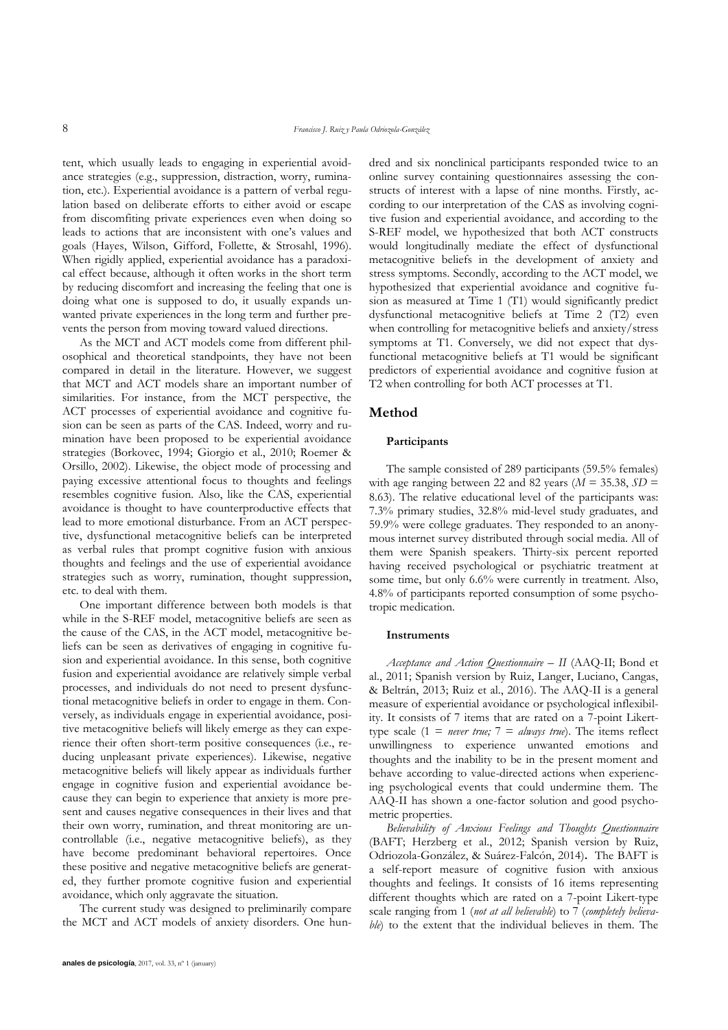tent, which usually leads to engaging in experiential avoidance strategies (e.g., suppression, distraction, worry, rumination, etc.). Experiential avoidance is a pattern of verbal regulation based on deliberate efforts to either avoid or escape from discomfiting private experiences even when doing so leads to actions that are inconsistent with one's values and goals (Hayes, Wilson, Gifford, Follette, & Strosahl, 1996). When rigidly applied, experiential avoidance has a paradoxical effect because, although it often works in the short term by reducing discomfort and increasing the feeling that one is doing what one is supposed to do, it usually expands unwanted private experiences in the long term and further prevents the person from moving toward valued directions.

As the MCT and ACT models come from different philosophical and theoretical standpoints, they have not been compared in detail in the literature. However, we suggest that MCT and ACT models share an important number of similarities. For instance, from the MCT perspective, the ACT processes of experiential avoidance and cognitive fusion can be seen as parts of the CAS. Indeed, worry and rumination have been proposed to be experiential avoidance strategies (Borkovec, 1994; Giorgio et al., 2010; Roemer & Orsillo, 2002). Likewise, the object mode of processing and paying excessive attentional focus to thoughts and feelings resembles cognitive fusion. Also, like the CAS, experiential avoidance is thought to have counterproductive effects that lead to more emotional disturbance. From an ACT perspective, dysfunctional metacognitive beliefs can be interpreted as verbal rules that prompt cognitive fusion with anxious thoughts and feelings and the use of experiential avoidance strategies such as worry, rumination, thought suppression, etc. to deal with them.

One important difference between both models is that while in the S-REF model, metacognitive beliefs are seen as the cause of the CAS, in the ACT model, metacognitive beliefs can be seen as derivatives of engaging in cognitive fusion and experiential avoidance. In this sense, both cognitive fusion and experiential avoidance are relatively simple verbal processes, and individuals do not need to present dysfunctional metacognitive beliefs in order to engage in them. Conversely, as individuals engage in experiential avoidance, positive metacognitive beliefs will likely emerge as they can experience their often short-term positive consequences (i.e., reducing unpleasant private experiences). Likewise, negative metacognitive beliefs will likely appear as individuals further engage in cognitive fusion and experiential avoidance because they can begin to experience that anxiety is more present and causes negative consequences in their lives and that their own worry, rumination, and threat monitoring are uncontrollable (i.e., negative metacognitive beliefs), as they have become predominant behavioral repertoires. Once these positive and negative metacognitive beliefs are generated, they further promote cognitive fusion and experiential avoidance, which only aggravate the situation.

The current study was designed to preliminarily compare the MCT and ACT models of anxiety disorders. One hundred and six nonclinical participants responded twice to an online survey containing questionnaires assessing the constructs of interest with a lapse of nine months. Firstly, according to our interpretation of the CAS as involving cognitive fusion and experiential avoidance, and according to the S-REF model, we hypothesized that both ACT constructs would longitudinally mediate the effect of dysfunctional metacognitive beliefs in the development of anxiety and stress symptoms. Secondly, according to the ACT model, we hypothesized that experiential avoidance and cognitive fusion as measured at Time 1 (T1) would significantly predict dysfunctional metacognitive beliefs at Time 2 (T2) even when controlling for metacognitive beliefs and anxiety/stress symptoms at T1. Conversely, we did not expect that dysfunctional metacognitive beliefs at T1 would be significant predictors of experiential avoidance and cognitive fusion at T2 when controlling for both ACT processes at T1.

## Method

### Participants

The sample consisted of 289 participants (59.5% females) with age ranging between 22 and 82 years ($M$ = 35.38, $SD$ = 8.63). The relative educational level of the participants was: 7.3% primary studies, 32.8% mid-level study graduates, and 59.9% were college graduates. They responded to an anonymous internet survey distributed through social media. All of them were Spanish speakers. Thirty-six percent reported having received psychological or psychiatric treatment at some time, but only 6.6% were currently in treatment. Also, 4.8% of participants reported consumption of some psychotropic medication.

### Instruments

*Acceptance and Action Questionnaire – II* (AAQ-II; Bond et al., 2011; Spanish version by Ruiz, Langer, Luciano, Cangas, & Beltrán, 2013; Ruiz et al., 2016). The AAQ-II is a general measure of experiential avoidance or psychological inflexibility. It consists of 7 items that are rated on a 7-point Likert-type scale (1 = *never true;* 7 = *always true*). The items reflect unwillingness to experience unwanted emotions and thoughts and the inability to be in the present moment and behave according to value-directed actions when experiencing psychological events that could undermine them. The AAQ-II has shown a one-factor solution and good psychometric properties.

*Believability of Anxious Feelings and Thoughts Questionnaire* (BAFT; Herzberg et al., 2012; Spanish version by Ruiz, Odriozola-González, & Suárez-Falcón, 2014). The BAFT is a self-report measure of cognitive fusion with anxious thoughts and feelings. It consists of 16 items representing different thoughts which are rated on a 7-point Likert-type scale ranging from 1 (*not at all believable*) to 7 (*completely believable*) to the extent that the individual believes in them. The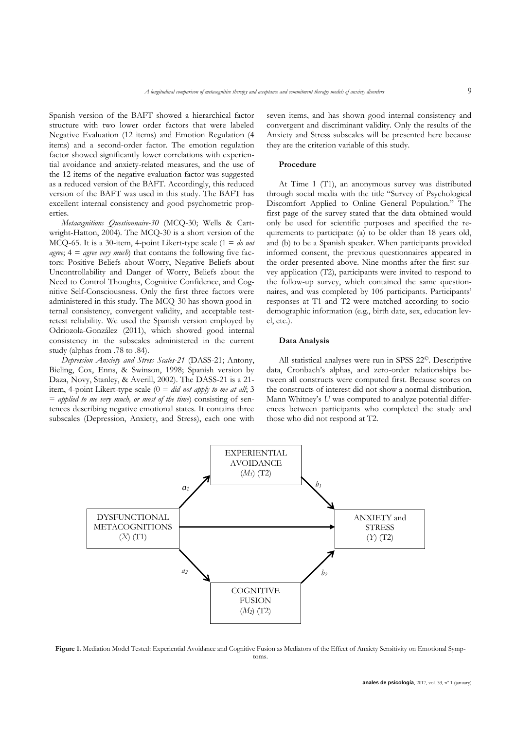Spanish version of the BAFT showed a hierarchical factor structure with two lower order factors that were labeled Negative Evaluation (12 items) and Emotion Regulation (4 items) and a second-order factor. The emotion regulation factor showed significantly lower correlations with experiential avoidance and anxiety-related measures, and the use of the 12 items of the negative evaluation factor was suggested as a reduced version of the BAFT. Accordingly, this reduced version of the BAFT was used in this study. The BAFT has excellent internal consistency and good psychometric properties.

*Metacognitions Questionnaire-30* (MCQ-30; Wells & Cartwright-Hatton, 2004). The MCQ-30 is a short version of the MCQ-65. It is a 30-item, 4-point Likert-type scale (1 = *do not agree*; 4 = *agree very much*) that contains the following five factors: Positive Beliefs about Worry, Negative Beliefs about Uncontrollability and Danger of Worry, Beliefs about the Need to Control Thoughts, Cognitive Confidence, and Cognitive Self-Consciousness. Only the first three factors were administered in this study. The MCQ-30 has shown good internal consistency, convergent validity, and acceptable test-retest reliability. We used the Spanish version employed by Odriozola-González (2011), which showed good internal consistency in the subscales administered in the current study (alphas from .78 to .84).

*Depression Anxiety and Stress Scales-21* (DASS-21; Antony, Bieling, Cox, Enns, & Swinson, 1998; Spanish version by Daza, Novy, Stanley, & Averill, 2002). The DASS-21 is a 21-item, 4-point Likert-type scale (0 = *did not apply to me at all*; 3 = *applied to me very much, or most of the time*) consisting of sentences describing negative emotional states. It contains three subscales (Depression, Anxiety, and Stress), each one with seven items, and has shown good internal consistency and convergent and discriminant validity. Only the results of the Anxiety and Stress subscales will be presented here because they are the criterion variable of this study.

### Procedure

At Time 1 (T1), an anonymous survey was distributed through social media with the title "Survey of Psychological Discomfort Applied to Online General Population." The first page of the survey stated that the data obtained would only be used for scientific purposes and specified the requirements to participate: (a) to be older than 18 years old, and (b) to be a Spanish speaker. When participants provided informed consent, the previous questionnaires appeared in the order presented above. Nine months after the first survey application (T2), participants were invited to respond to the follow-up survey, which contained the same questionnaires, and was completed by 106 participants. Participants' responses at T1 and T2 were matched according to sociodemographic information (e.g., birth date, sex, education level, etc.).

### Data Analysis

All statistical analyses were run in SPSS 22©. Descriptive data, Cronbach's alphas, and zero-order relationships between all constructs were computed first. Because scores on the constructs of interest did not show a normal distribution, Mann Whitney's *U* was computed to analyze potential differences between participants who completed the study and those who did not respond at T2.

**Figure 1.** Mediation Model Tested: Experiential Avoidance and Cognitive Fusion as Mediators of the Effect of Anxiety Sensitivity on Emotional Symptoms.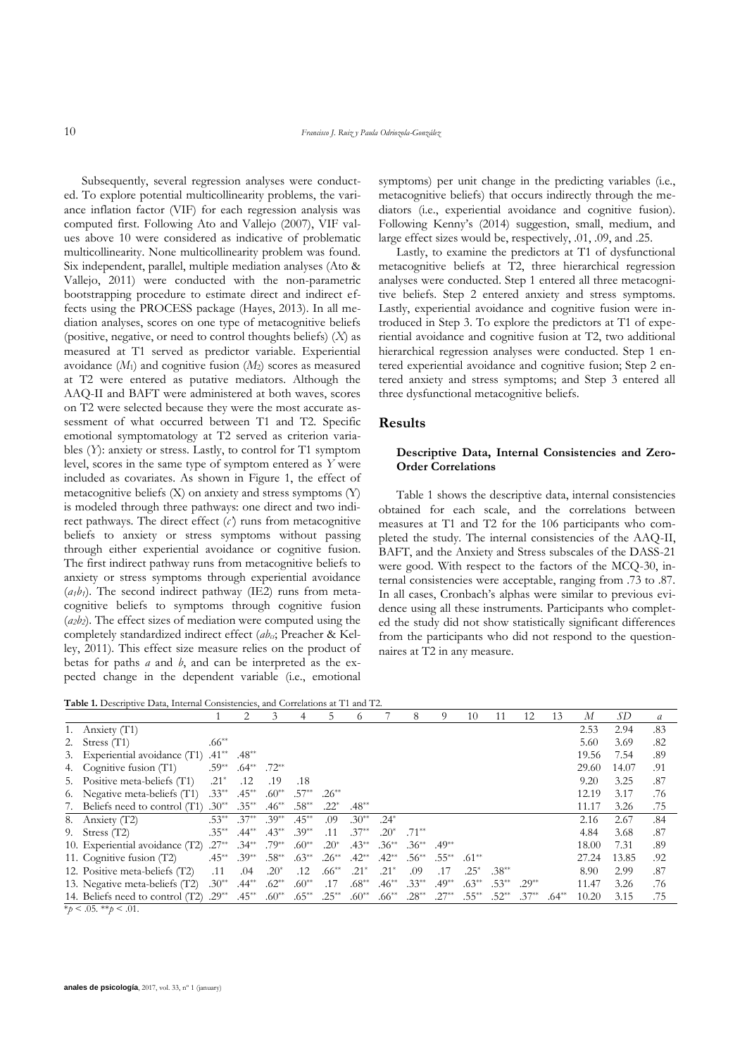Subsequently, several regression analyses were conducted. To explore potential multicollinearity problems, the variance inflation factor (VIF) for each regression analysis was computed first. Following Ato and Vallejo (2007), VIF values above 10 were considered as indicative of problematic multicollinearity. None multicollinearity problem was found. Six independent, parallel, multiple mediation analyses (Ato & Vallejo, 2011) were conducted with the non-parametric bootstrapping procedure to estimate direct and indirect effects using the PROCESS package (Hayes, 2013). In all mediation analyses, scores on one type of metacognitive beliefs (positive, negative, or need to control thoughts beliefs) (*X*) as measured at T1 served as predictor variable. Experiential avoidance ($M_1$) and cognitive fusion ($M_2$) scores as measured at T2 were entered as putative mediators. Although the AAQ-II and BAFT were administered at both waves, scores on T2 were selected because they were the most accurate assessment of what occurred between T1 and T2. Specific emotional symptomatology at T2 served as criterion variables (*Y*): anxiety or stress. Lastly, to control for T1 symptom level, scores in the same type of symptom entered as *Y* were included as covariates. As shown in Figure 1, the effect of metacognitive beliefs (X) on anxiety and stress symptoms (Y) is modeled through three pathways: one direct and two indirect pathways. The direct effect (*c'*) runs from metacognitive beliefs to anxiety or stress symptoms without passing through either experiential avoidance or cognitive fusion. The first indirect pathway runs from metacognitive beliefs to anxiety or stress symptoms through experiential avoidance ($a_1b_1$). The second indirect pathway (IE2) runs from metacognitive beliefs to symptoms through cognitive fusion ($a_2b_2$). The effect sizes of mediation were computed using the completely standardized indirect effect ($ab_{cs}$; Preacher & Kelley, 2011). This effect size measure relies on the product of betas for paths *a* and *b*, and can be interpreted as the expected change in the dependent variable (i.e., emotional symptoms) per unit change in the predicting variables (i.e., metacognitive beliefs) that occurs indirectly through the mediators (i.e., experiential avoidance and cognitive fusion). Following Kenny's (2014) suggestion, small, medium, and large effect sizes would be, respectively, .01, .09, and .25.

Lastly, to examine the predictors at T1 of dysfunctional metacognitive beliefs at T2, three hierarchical regression analyses were conducted. Step 1 entered all three metacognitive beliefs. Step 2 entered anxiety and stress symptoms. Lastly, experiential avoidance and cognitive fusion were introduced in Step 3. To explore the predictors at T1 of experiential avoidance and cognitive fusion at T2, two additional hierarchical regression analyses were conducted. Step 1 entered experiential avoidance and cognitive fusion; Step 2 entered anxiety and stress symptoms; and Step 3 entered all three dysfunctional metacognitive beliefs.

## Results

### Descriptive Data, Internal Consistencies and Zero-Order Correlations

Table 1 shows the descriptive data, internal consistencies obtained for each scale, and the correlations between measures at T1 and T2 for the 106 participants who completed the study. The internal consistencies of the AAQ-II, BAFT, and the Anxiety and Stress subscales of the DASS-21 were good. With respect to the factors of the MCQ-30, internal consistencies were acceptable, ranging from .73 to .87. In all cases, Cronbach's alphas were similar to previous evidence using all these instruments. Participants who completed the study did not show statistically significant differences from the participants who did not respond to the questionnaires at T2 in any measure.

**Table 1.** Descriptive Data, Internal Consistencies, and Correlations at T1 and T2.

| | 1 | 2 | 3 | 4 | 5 | 6 | 7 | 8 | 9 | 10 | 11 | 12 | 13 | *M* | *SD* | *α* |
|---|---|---|---|---|---|---|---|---|---|---|---|---|---|---|---|---|
| 1. Anxiety (T1) | | | | | | | | | | | | | | 2.53 | 2.94 | .83 |
| 2. Stress (T1) | .66** | | | | | | | | | | | | | 5.60 | 3.69 | .82 |
| 3. Experiential avoidance (T1) | .41** | .48** | | | | | | | | | | | | 19.56 | 7.54 | .89 |
| 4. Cognitive fusion (T1) | .59** | .64** | .72** | | | | | | | | | | | 29.60 | 14.07 | .91 |
| 5. Positive meta-beliefs (T1) | .21* | .12 | .19 | .18 | | | | | | | | | | 9.20 | 3.25 | .87 |
| 6. Negative meta-beliefs (T1) | .33** | .45** | .60** | .57** | .26** | | | | | | | | | 12.19 | 3.17 | .76 |
| 7. Beliefs need to control (T1) | .30** | .35** | .46** | .58** | .22* | .48** | | | | | | | | 11.17 | 3.26 | .75 |
| 8. Anxiety (T2) | .53** | .37** | .39** | .45** | .09 | .30** | .24* | | | | | | | 2.16 | 2.67 | .84 |
| 9. Stress (T2) | .35** | .44** | .43** | .39** | .11 | .37** | .20* | .71** | | | | | | 4.84 | 3.68 | .87 |
| 10. Experiential avoidance (T2) | .27** | .34** | .79** | .60** | .20* | .43** | .36** | .36** | .49** | | | | | 18.00 | 7.31 | .89 |
| 11. Cognitive fusion (T2) | .45** | .39** | .58** | .63** | .26** | .42** | .42** | .56** | .55** | .61** | | | | 27.24 | 13.85 | .92 |
| 12. Positive meta-beliefs (T2) | .11 | .04 | .20* | .12 | .66** | .21* | .21* | .09 | .17 | .25* | .38** | | | 8.90 | 2.99 | .87 |
| 13. Negative meta-beliefs (T2) | .30** | .44** | .62** | .60** | .17 | .68** | .46** | .33** | .49** | .63** | .53** | .29** | | 11.47 | 3.26 | .76 |
| 14. Beliefs need to control (T2) | .29** | .45** | .60** | .65** | .25** | .60** | .66** | .28** | .27** | .55** | .52** | .37** | .64** | 10.20 | 3.15 | .75 |

*$p < .05$. **$p < .01$.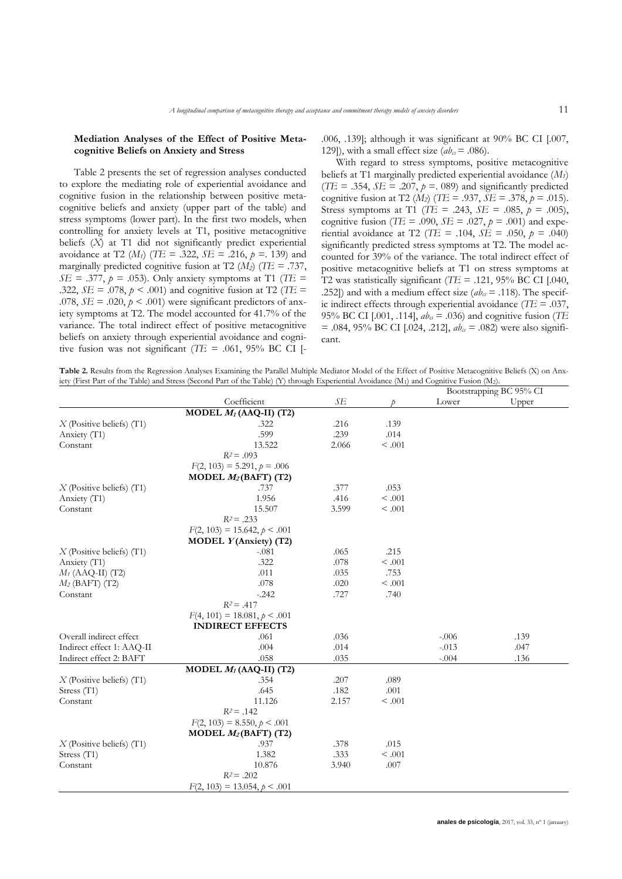### Mediation Analyses of the Effect of Positive Metacognitive Beliefs on Anxiety and Stress

Table 2 presents the set of regression analyses conducted to explore the mediating role of experiential avoidance and cognitive fusion in the relationship between positive metacognitive beliefs and anxiety (upper part of the table) and stress symptoms (lower part). In the first two models, when controlling for anxiety levels at T1, positive metacognitive beliefs (*X*) at T1 did not significantly predict experiential avoidance at T2 ($M_1$) (*TE* = .322, *SE* = .216, *p* =. 139) and marginally predicted cognitive fusion at T2 ($M_2$) (*TE* = .737, *SE* = .377, *p* = .053). Only anxiety symptoms at T1 (*TE* = .322, *SE* = .078, *p* < .001) and cognitive fusion at T2 (*TE* = .078, *SE* = .020, *p* < .001) were significant predictors of anxiety symptoms at T2. The model accounted for 41.7% of the variance. The total indirect effect of positive metacognitive beliefs on anxiety through experiential avoidance and cognitive fusion was not significant (*TE* = .061, 95% BC CI [-.006, .139]; although it was significant at 90% BC CI [.007, 129]), with a small effect size ($ab_{cs}$ = .086).

With regard to stress symptoms, positive metacognitive beliefs at T1 marginally predicted experiential avoidance ($M_1$) (*TE* = .354, *SE* = .207, *p* =. 089) and significantly predicted cognitive fusion at T2 ($M_2$) (*TE* = .937, *SE* = .378, *p* = .015). Stress symptoms at T1 (*TE* = .243, *SE* = .085, *p* = .005), cognitive fusion (*TE* = .090, *SE* = .027, *p* = .001) and experiential avoidance at T2 (*TE* = .104, *SE* = .050, *p* = .040) significantly predicted stress symptoms at T2. The model accounted for 39% of the variance. The total indirect effect of positive metacognitive beliefs at T1 on stress symptoms at T2 was statistically significant (*TE* = .121, 95% BC CI [.040, .252]) and with a medium effect size ($ab_{cs}$ = .118). The specific indirect effects through experiential avoidance (*TE* = .037, 95% BC CI [.001, .114], $ab_{cs}$ = .036) and cognitive fusion (*TE* = .084, 95% BC CI [.024, .212], $ab_{cs}$ = .082) were also significant.

**Table 2.** Results from the Regression Analyses Examining the Parallel Multiple Mediator Model of the Effect of Positive Metacognitive Beliefs (X) on Anxiety (First Part of the Table) and Stress (Second Part of the Table) (Y) through Experiential Avoidance ($M_1$) and Cognitive Fusion ($M_2$).

| | | | | Bootstrapping BC 95% CI | |
|---|---|---|---|---|---|
| | Coefficient | *SE* | *p* | Lower | Upper |
| | **MODEL $M_1$ (AAQ-II) (T2)** | | | | |
| *X* (Positive beliefs) (T1) | .322 | .216 | .139 | | |
| Anxiety (T1) | .599 | .239 | .014 | | |
| Constant | 13.522 | 2.066 | < .001 | | |
| | $R^2$ = .093 | | | | |
| | $F(2, 103)$ = 5.291, *p* = .006 | | | | |
| | **MODEL $M_2$ (BAFT) (T2)** | | | | |
| *X* (Positive beliefs) (T1) | .737 | .377 | .053 | | |
| Anxiety (T1) | 1.956 | .416 | < .001 | | |
| Constant | 15.507 | 3.599 | < .001 | | |
| | $R^2$ = .233 | | | | |
| | $F(2, 103)$ = 15.642, *p* < .001 | | | | |
| | **MODEL *Y* (Anxiety) (T2)** | | | | |
| *X* (Positive beliefs) (T1) | -.081 | .065 | .215 | | |
| Anxiety (T1) | .322 | .078 | < .001 | | |
| $M_1$ (AAQ-II) (T2) | .011 | .035 | .753 | | |
| $M_2$ (BAFT) (T2) | .078 | .020 | < .001 | | |
| Constant | -.242 | .727 | .740 | | |
| | $R^2$ = .417 | | | | |
| | $F(4, 101)$ = 18.081, *p* < .001 | | | | |
| | **INDIRECT EFFECTS** | | | | |
| Overall indirect effect | .061 | .036 | | -.006 | .139 |
| Indirect effect 1: AAQ-II | .004 | .014 | | -.013 | .047 |
| Indirect effect 2: BAFT | .058 | .035 | | -.004 | .136 |
| | **MODEL $M_1$ (AAQ-II) (T2)** | | | | |
| *X* (Positive beliefs) (T1) | .354 | .207 | .089 | | |
| Stress (T1) | .645 | .182 | .001 | | |
| Constant | 11.126 | 2.157 | < .001 | | |
| | $R^2$ = .142 | | | | |
| | $F(2, 103)$ = 8.550, *p* < .001 | | | | |
| | **MODEL $M_2$ (BAFT) (T2)** | | | | |
| *X* (Positive beliefs) (T1) | .937 | .378 | .015 | | |
| Stress (T1) | 1.382 | .333 | < .001 | | |
| Constant | 10.876 | 3.940 | .007 | | |
| | $R^2$ = .202 | | | | |
| | $F(2, 103)$ = 13.054, *p* < .001 | | | | |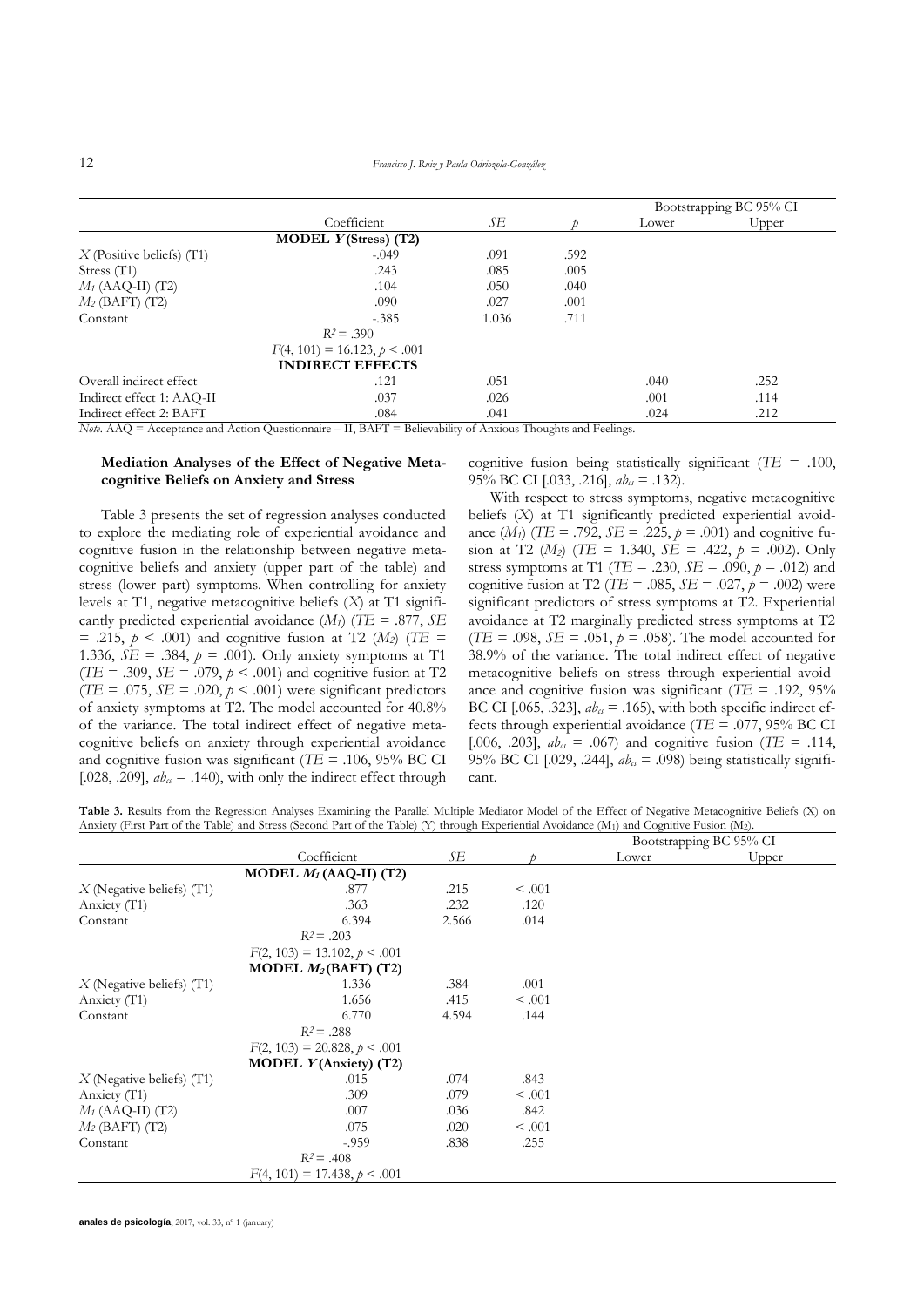| | Coefficient | *SE* | *p* | Bootstrapping BC 95% CI | |
|---|---|---|---|---|---|
| | | | | Lower | Upper |
| | **MODEL *Y* (Stress) (T2)** | | | | |
| *X* (Positive beliefs) (T1) | -.049 | .091 | .592 | | |
| Stress (T1) | .243 | .085 | .005 | | |
| $M_1$ (AAQ-II) (T2) | .104 | .050 | .040 | | |
| $M_2$ (BAFT) (T2) | .090 | .027 | .001 | | |
| Constant | -.385 | 1.036 | .711 | | |
| | $R^2 = .390$ | | | | |
| | $F(4, 101) = 16.123, p < .001$ | | | | |
| | **INDIRECT EFFECTS** | | | | |
| Overall indirect effect | .121 | .051 | | .040 | .252 |
| Indirect effect 1: AAQ-II | .037 | .026 | | .001 | .114 |
| Indirect effect 2: BAFT | .084 | .041 | | .024 | .212 |

*Note*. AAQ = Acceptance and Action Questionnaire – II, BAFT = Believability of Anxious Thoughts and Feelings.

### Mediation Analyses of the Effect of Negative Metacognitive Beliefs on Anxiety and Stress

Table 3 presents the set of regression analyses conducted to explore the mediating role of experiential avoidance and cognitive fusion in the relationship between negative metacognitive beliefs and anxiety (upper part of the table) and stress (lower part) symptoms. When controlling for anxiety levels at T1, negative metacognitive beliefs ($X$) at T1 significantly predicted experiential avoidance ($M_1$) ($TE$ = .877, $SE$ = .215, $p$ < .001) and cognitive fusion at T2 ($M_2$) ($TE$ = 1.336, $SE$ = .384, $p$ = .001). Only anxiety symptoms at T1 ($TE$ = .309, $SE$ = .079, $p$ < .001) and cognitive fusion at T2 ($TE$ = .075, $SE$ = .020, $p$ < .001) were significant predictors of anxiety symptoms at T2. The model accounted for 40.8% of the variance. The total indirect effect of negative metacognitive beliefs on anxiety through experiential avoidance and cognitive fusion was significant ($TE$ = .106, 95% BC CI [.028, .209], $ab_{cs}$ = .140), with only the indirect effect through cognitive fusion being statistically significant ($TE$ = .100, 95% BC CI [.033, .216], $ab_{cs}$ = .132).

With respect to stress symptoms, negative metacognitive beliefs ($X$) at T1 significantly predicted experiential avoidance ($M_1$) ($TE$ = .792, $SE$ = .225, $p$ = .001) and cognitive fusion at T2 ($M_2$) ($TE$ = 1.340, $SE$ = .422, $p$ = .002). Only stress symptoms at T1 ($TE$ = .230, $SE$ = .090, $p$ = .012) and cognitive fusion at T2 ($TE$ = .085, $SE$ = .027, $p$ = .002) were significant predictors of stress symptoms at T2. Experiential avoidance at T2 marginally predicted stress symptoms at T2 ($TE$ = .098, $SE$ = .051, $p$ = .058). The model accounted for 38.9% of the variance. The total indirect effect of negative metacognitive beliefs on stress through experiential avoidance and cognitive fusion was significant ($TE$ = .192, 95% BC CI [.065, .323], $ab_{cs}$ = .165), with both specific indirect effects through experiential avoidance ($TE$ = .077, 95% BC CI [.006, .203], $ab_{cs}$ = .067) and cognitive fusion ($TE$ = .114, 95% BC CI [.029, .244], $ab_{cs}$ = .098) being statistically significant.

**Table 3.** Results from the Regression Analyses Examining the Parallel Multiple Mediator Model of the Effect of Negative Metacognitive Beliefs (X) on Anxiety (First Part of the Table) and Stress (Second Part of the Table) (Y) through Experiential Avoidance ($M_1$) and Cognitive Fusion ($M_2$).

| | Coefficient | *SE* | *p* | Bootstrapping BC 95% CI | |
|---|---|---|---|---|---|
| | | | | Lower | Upper |
| | **MODEL $M_1$ (AAQ-II) (T2)** | | | | |
| *X* (Negative beliefs) (T1) | .877 | .215 | < .001 | | |
| Anxiety (T1) | .363 | .232 | .120 | | |
| Constant | 6.394 | 2.566 | .014 | | |
| | $R^2 = .203$ | | | | |
| | $F(2, 103) = 13.102, p < .001$ | | | | |
| | **MODEL $M_2$ (BAFT) (T2)** | | | | |
| *X* (Negative beliefs) (T1) | 1.336 | .384 | .001 | | |
| Anxiety (T1) | 1.656 | .415 | < .001 | | |
| Constant | 6.770 | 4.594 | .144 | | |
| | $R^2 = .288$ | | | | |
| | $F(2, 103) = 20.828, p < .001$ | | | | |
| | **MODEL *Y* (Anxiety) (T2)** | | | | |
| *X* (Negative beliefs) (T1) | .015 | .074 | .843 | | |
| Anxiety (T1) | .309 | .079 | < .001 | | |
| $M_1$ (AAQ-II) (T2) | .007 | .036 | .842 | | |
| $M_2$ (BAFT) (T2) | .075 | .020 | < .001 | | |
| Constant | -.959 | .838 | .255 | | |
| | $R^2 = .408$ | | | | |
| | $F(4, 101) = 17.438, p < .001$ | | | | |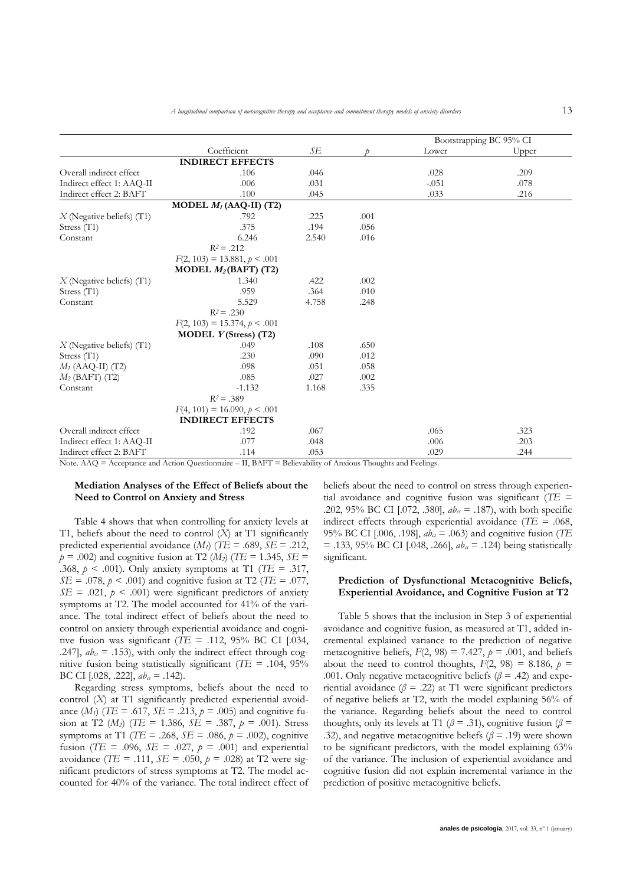| | Coefficient | *SE* | *p* | Bootstrapping BC 95% CI Lower | Bootstrapping BC 95% CI Upper |
|---|---|---|---|---|---|
| | **INDIRECT EFFECTS** | | | | |
| Overall indirect effect | .106 | .046 | | .028 | .209 |
| Indirect effect 1: AAQ-II | .006 | .031 | | -.051 | .078 |
| Indirect effect 2: BAFT | .100 | .045 | | .033 | .216 |
| | **MODEL $M_1$ (AAQ-II) (T2)** | | | | |
| *X* (Negative beliefs) (T1) | .792 | .225 | .001 | | |
| Stress (T1) | .375 | .194 | .056 | | |
| Constant | 6.246 | 2.540 | .016 | | |
| | $R^2 = .212$ | | | | |
| | $F(2, 103) = 13.881, p < .001$ | | | | |
| | **MODEL $M_2$ (BAFT) (T2)** | | | | |
| *X* (Negative beliefs) (T1) | 1.340 | .422 | .002 | | |
| Stress (T1) | .959 | .364 | .010 | | |
| Constant | 5.529 | 4.758 | .248 | | |
| | $R^2 = .230$ | | | | |
| | $F(2, 103) = 15.374, p < .001$ | | | | |
| | **MODEL *Y* (Stress) (T2)** | | | | |
| *X* (Negative beliefs) (T1) | .049 | .108 | .650 | | |
| Stress (T1) | .230 | .090 | .012 | | |
| $M_1$ (AAQ-II) (T2) | .098 | .051 | .058 | | |
| $M_2$ (BAFT) (T2) | .085 | .027 | .002 | | |
| Constant | -1.132 | 1.168 | .335 | | |
| | $R^2 = .389$ | | | | |
| | $F(4, 101) = 16.090, p < .001$ | | | | |
| | **INDIRECT EFFECTS** | | | | |
| Overall indirect effect | .192 | .067 | | .065 | .323 |
| Indirect effect 1: AAQ-II | .077 | .048 | | .006 | .203 |
| Indirect effect 2: BAFT | .114 | .053 | | .029 | .244 |

Note. AAQ = Acceptance and Action Questionnaire – II, BAFT = Believability of Anxious Thoughts and Feelings.

### Mediation Analyses of the Effect of Beliefs about the Need to Control on Anxiety and Stress

Table 4 shows that when controlling for anxiety levels at T1, beliefs about the need to control (*X*) at T1 significantly predicted experiential avoidance ($M_1$) (*TE* = .689, *SE* = .212, $p = .002$) and cognitive fusion at T2 ($M_2$) (*TE* = 1.345, *SE* = .368, $p < .001$). Only anxiety symptoms at T1 (*TE* = .317, *SE* = .078, $p < .001$) and cognitive fusion at T2 (*TE* = .077, *SE* = .021, $p < .001$) were significant predictors of anxiety symptoms at T2. The model accounted for 41% of the variance. The total indirect effect of beliefs about the need to control on anxiety through experiential avoidance and cognitive fusion was significant (*TE* = .112, 95% BC CI [.034, .247], $ab_{cs} = .153$), with only the indirect effect through cognitive fusion being statistically significant (*TE* = .104, 95% BC CI [.028, .222], $ab_{cs} = .142$).

Regarding stress symptoms, beliefs about the need to control (*X*) at T1 significantly predicted experiential avoidance ($M_1$) (*TE* = .617, *SE* = .213, $p = .005$) and cognitive fusion at T2 ($M_2$) (*TE* = 1.386, *SE* = .387, $p = .001$). Stress symptoms at T1 (*TE* = .268, *SE* = .086, $p = .002$), cognitive fusion (*TE* = .096, *SE* = .027, $p = .001$) and experiential avoidance (*TE* = .111, *SE* = .050, $p = .028$) at T2 were significant predictors of stress symptoms at T2. The model accounted for 40% of the variance. The total indirect effect of beliefs about the need to control on stress through experiential avoidance and cognitive fusion was significant (*TE* = .202, 95% BC CI [.072, .380], $ab_{cs} = .187$), with both specific indirect effects through experiential avoidance (*TE* = .068, 95% BC CI [.006, .198], $ab_{cs} = .063$) and cognitive fusion (*TE* = .133, 95% BC CI [.048, .266], $ab_{cs} = .124$) being statistically significant.

### Prediction of Dysfunctional Metacognitive Beliefs, Experiential Avoidance, and Cognitive Fusion at T2

Table 5 shows that the inclusion in Step 3 of experiential avoidance and cognitive fusion, as measured at T1, added incremental explained variance to the prediction of negative metacognitive beliefs, $F(2, 98) = 7.427$, $p = .001$, and beliefs about the need to control thoughts, $F(2, 98) = 8.186$, $p = .001$. Only negative metacognitive beliefs ($\beta = .42$) and experiential avoidance ($\beta = .22$) at T1 were significant predictors of negative beliefs at T2, with the model explaining 56% of the variance. Regarding beliefs about the need to control thoughts, only its levels at T1 ($\beta = .31$), cognitive fusion ($\beta = .32$), and negative metacognitive beliefs ($\beta = .19$) were shown to be significant predictors, with the model explaining 63% of the variance. The inclusion of experiential avoidance and cognitive fusion did not explain incremental variance in the prediction of positive metacognitive beliefs.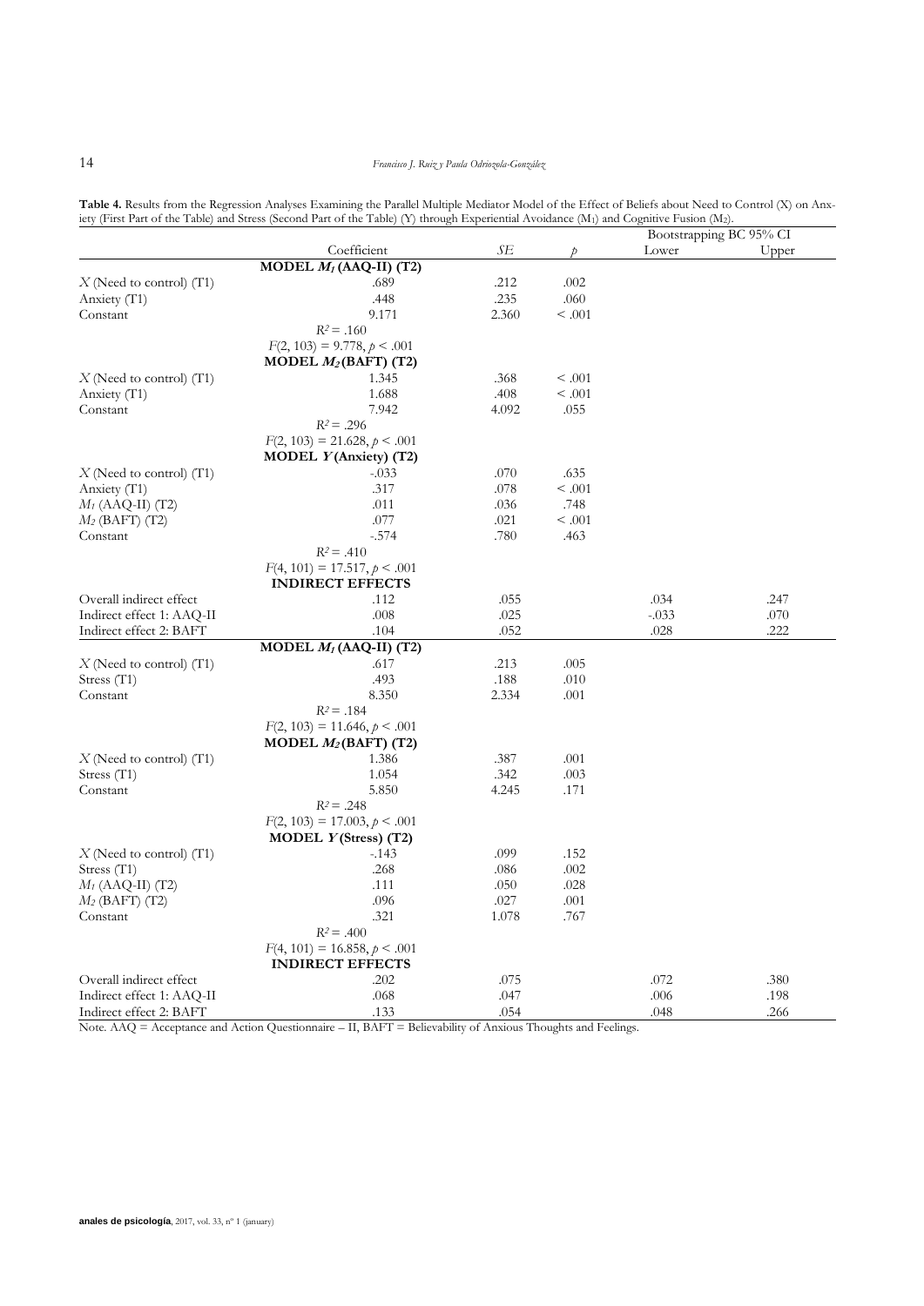**Table 4.** Results from the Regression Analyses Examining the Parallel Multiple Mediator Model of the Effect of Beliefs about Need to Control (X) on Anxiety (First Part of the Table) and Stress (Second Part of the Table) (Y) through Experiential Avoidance ($M_1$) and Cognitive Fusion ($M_2$).

| | Coefficient | *SE* | *p* | Bootstrapping BC 95% CI | |
|---|---|---|---|---|---|
| | | | | Lower | Upper |
| | **MODEL $M_1$ (AAQ-II) (T2)** | | | | |
| *X* (Need to control) (T1) | .689 | .212 | .002 | | |
| Anxiety (T1) | .448 | .235 | .060 | | |
| Constant | 9.171 | 2.360 | < .001 | | |
| | $R^2 = .160$ | | | | |
| | $F(2, 103) = 9.778, p < .001$ | | | | |
| | **MODEL $M_2$ (BAFT) (T2)** | | | | |
| *X* (Need to control) (T1) | 1.345 | .368 | < .001 | | |
| Anxiety (T1) | 1.688 | .408 | < .001 | | |
| Constant | 7.942 | 4.092 | .055 | | |
| | $R^2 = .296$ | | | | |
| | $F(2, 103) = 21.628, p < .001$ | | | | |
| | **MODEL *Y* (Anxiety) (T2)** | | | | |
| *X* (Need to control) (T1) | -.033 | .070 | .635 | | |
| Anxiety (T1) | .317 | .078 | < .001 | | |
| $M_1$ (AAQ-II) (T2) | .011 | .036 | .748 | | |
| $M_2$ (BAFT) (T2) | .077 | .021 | < .001 | | |
| Constant | -.574 | .780 | .463 | | |
| | $R^2 = .410$ | | | | |
| | $F(4, 101) = 17.517, p < .001$ | | | | |
| | **INDIRECT EFFECTS** | | | | |
| Overall indirect effect | .112 | .055 | | .034 | .247 |
| Indirect effect 1: AAQ-II | .008 | .025 | | -.033 | .070 |
| Indirect effect 2: BAFT | .104 | .052 | | .028 | .222 |
| | **MODEL $M_1$ (AAQ-II) (T2)** | | | | |
| *X* (Need to control) (T1) | .617 | .213 | .005 | | |
| Stress (T1) | .493 | .188 | .010 | | |
| Constant | 8.350 | 2.334 | .001 | | |
| | $R^2 = .184$ | | | | |
| | $F(2, 103) = 11.646, p < .001$ | | | | |
| | **MODEL $M_2$ (BAFT) (T2)** | | | | |
| *X* (Need to control) (T1) | 1.386 | .387 | .001 | | |
| Stress (T1) | 1.054 | .342 | .003 | | |
| Constant | 5.850 | 4.245 | .171 | | |
| | $R^2 = .248$ | | | | |
| | $F(2, 103) = 17.003, p < .001$ | | | | |
| | **MODEL *Y* (Stress) (T2)** | | | | |
| *X* (Need to control) (T1) | -.143 | .099 | .152 | | |
| Stress (T1) | .268 | .086 | .002 | | |
| $M_1$ (AAQ-II) (T2) | .111 | .050 | .028 | | |
| $M_2$ (BAFT) (T2) | .096 | .027 | .001 | | |
| Constant | .321 | 1.078 | .767 | | |
| | $R^2 = .400$ | | | | |
| | $F(4, 101) = 16.858, p < .001$ | | | | |
| | **INDIRECT EFFECTS** | | | | |
| Overall indirect effect | .202 | .075 | | .072 | .380 |
| Indirect effect 1: AAQ-II | .068 | .047 | | .006 | .198 |
| Indirect effect 2: BAFT | .133 | .054 | | .048 | .266 |

Note. AAQ = Acceptance and Action Questionnaire – II, BAFT = Believability of Anxious Thoughts and Feelings.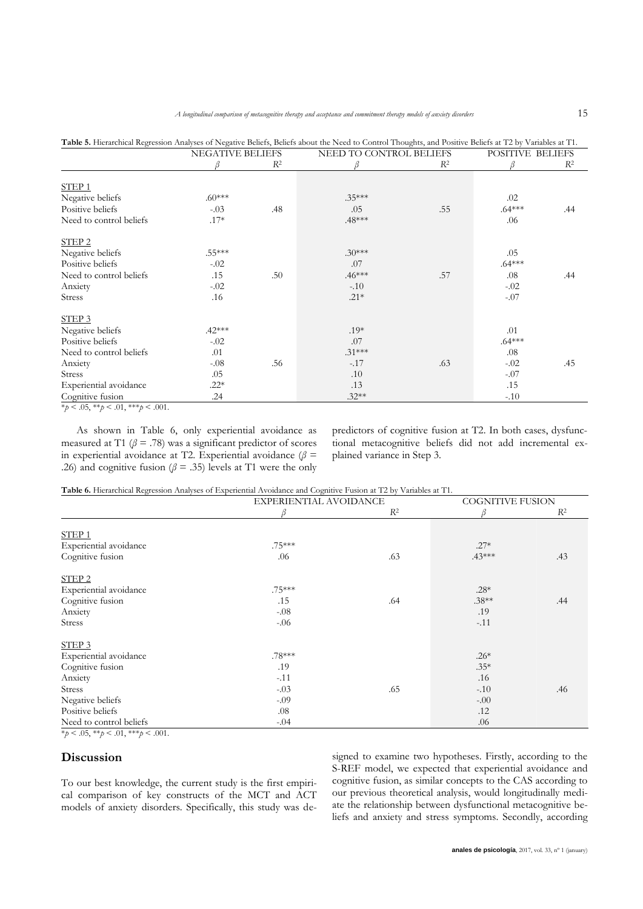**Table 5.** Hierarchical Regression Analyses of Negative Beliefs, Beliefs about the Need to Control Thoughts, and Positive Beliefs at T2 by Variables at T1.

| | NEGATIVE BELIEFS | | NEED TO CONTROL BELIEFS | | POSITIVE BELIEFS | |
|---|---|---|---|---|---|---|
| | $\beta$ | $R^2$ | $\beta$ | $R^2$ | $\beta$ | $R^2$ |
| STEP 1 | | | | | | |
| Negative beliefs | .60*** | | .35*** | | .02 | |
| Positive beliefs | -.03 | .48 | .05 | .55 | .64*** | .44 |
| Need to control beliefs | .17* | | .48*** | | .06 | |
| STEP 2 | | | | | | |
| Negative beliefs | .55*** | | .30*** | | .05 | |
| Positive beliefs | -.02 | | .07 | | .64*** | |
| Need to control beliefs | .15 | .50 | .46*** | .57 | .08 | .44 |
| Anxiety | -.02 | | -.10 | | -.02 | |
| Stress | .16 | | .21* | | -.07 | |
| STEP 3 | | | | | | |
| Negative beliefs | .42*** | | .19* | | .01 | |
| Positive beliefs | -.02 | | .07 | | .64*** | |
| Need to control beliefs | .01 | | .31*** | | .08 | |
| Anxiety | -.08 | .56 | -.17 | .63 | -.02 | .45 |
| Stress | .05 | | .10 | | -.07 | |
| Experiential avoidance | .22* | | .13 | | .15 | |
| Cognitive fusion | .24 | | .32** | | -.10 | |

*$p < .05$, **$p < .01$, ***$p < .001$.

As shown in Table 6, only experiential avoidance as measured at T1 ($\beta = .78$) was a significant predictor of scores in experiential avoidance at T2. Experiential avoidance ($\beta = .26$) and cognitive fusion ($\beta = .35$) levels at T1 were the only predictors of cognitive fusion at T2. In both cases, dysfunctional metacognitive beliefs did not add incremental explained variance in Step 3.

**Table 6.** Hierarchical Regression Analyses of Experiential Avoidance and Cognitive Fusion at T2 by Variables at T1.

| | EXPERIENTIAL AVOIDANCE | | COGNITIVE FUSION | |
|---|---|---|---|---|
| | $\beta$ | $R^2$ | $\beta$ | $R^2$ |
| STEP 1 | | | | |
| Experiential avoidance | .75*** | | .27* | |
| Cognitive fusion | .06 | .63 | .43*** | .43 |
| STEP 2 | | | | |
| Experiential avoidance | .75*** | | .28* | |
| Cognitive fusion | .15 | .64 | .38** | .44 |
| Anxiety | -.08 | | .19 | |
| Stress | -.06 | | -.11 | |
| STEP 3 | | | | |
| Experiential avoidance | .78*** | | .26* | |
| Cognitive fusion | .19 | | .35* | |
| Anxiety | -.11 | | .16 | |
| Stress | -.03 | .65 | -.10 | .46 |
| Negative beliefs | -.09 | | -.00 | |
| Positive beliefs | .08 | | .12 | |
| Need to control beliefs | -.04 | | .06 | |

*$p < .05$, **$p < .01$, ***$p < .001$.

## Discussion

To our best knowledge, the current study is the first empirical comparison of key constructs of the MCT and ACT models of anxiety disorders. Specifically, this study was designed to examine two hypotheses. Firstly, according to the S-REF model, we expected that experiential avoidance and cognitive fusion, as similar concepts to the CAS according to our previous theoretical analysis, would longitudinally mediate the relationship between dysfunctional metacognitive beliefs and anxiety and stress symptoms. Secondly, according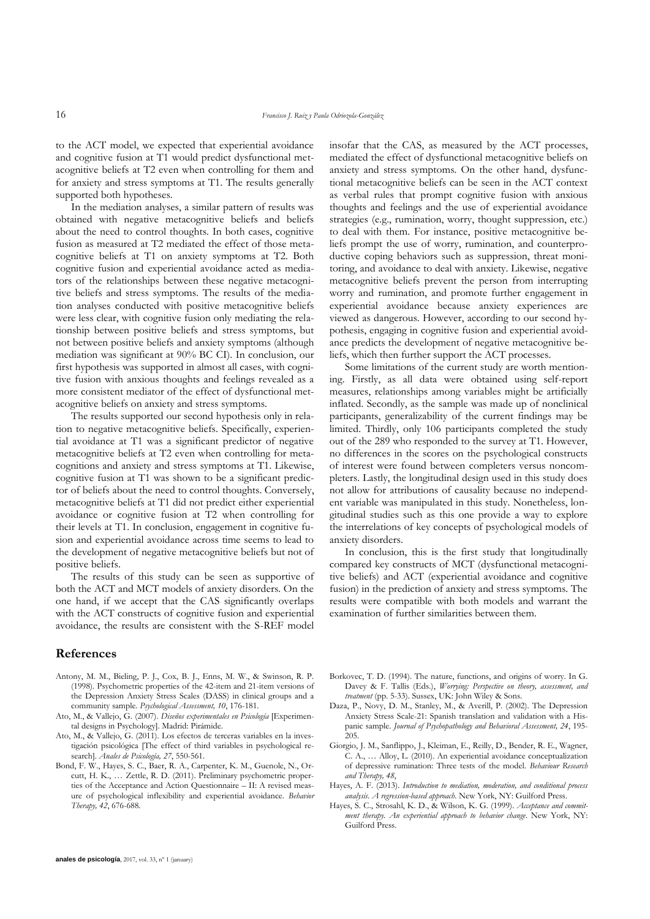to the ACT model, we expected that experiential avoidance and cognitive fusion at T1 would predict dysfunctional metacognitive beliefs at T2 even when controlling for them and for anxiety and stress symptoms at T1. The results generally supported both hypotheses.

In the mediation analyses, a similar pattern of results was obtained with negative metacognitive beliefs and beliefs about the need to control thoughts. In both cases, cognitive fusion as measured at T2 mediated the effect of those metacognitive beliefs at T1 on anxiety symptoms at T2. Both cognitive fusion and experiential avoidance acted as mediators of the relationships between these negative metacognitive beliefs and stress symptoms. The results of the mediation analyses conducted with positive metacognitive beliefs were less clear, with cognitive fusion only mediating the relationship between positive beliefs and stress symptoms, but not between positive beliefs and anxiety symptoms (although mediation was significant at 90% BC CI). In conclusion, our first hypothesis was supported in almost all cases, with cognitive fusion with anxious thoughts and feelings revealed as a more consistent mediator of the effect of dysfunctional metacognitive beliefs on anxiety and stress symptoms.

The results supported our second hypothesis only in relation to negative metacognitive beliefs. Specifically, experiential avoidance at T1 was a significant predictor of negative metacognitive beliefs at T2 even when controlling for metacognitions and anxiety and stress symptoms at T1. Likewise, cognitive fusion at T1 was shown to be a significant predictor of beliefs about the need to control thoughts. Conversely, metacognitive beliefs at T1 did not predict either experiential avoidance or cognitive fusion at T2 when controlling for their levels at T1. In conclusion, engagement in cognitive fusion and experiential avoidance across time seems to lead to the development of negative metacognitive beliefs but not of positive beliefs.

The results of this study can be seen as supportive of both the ACT and MCT models of anxiety disorders. On the one hand, if we accept that the CAS significantly overlaps with the ACT constructs of cognitive fusion and experiential avoidance, the results are consistent with the S-REF model insofar that the CAS, as measured by the ACT processes, mediated the effect of dysfunctional metacognitive beliefs on anxiety and stress symptoms. On the other hand, dysfunctional metacognitive beliefs can be seen in the ACT context as verbal rules that prompt cognitive fusion with anxious thoughts and feelings and the use of experiential avoidance strategies (e.g., rumination, worry, thought suppression, etc.) to deal with them. For instance, positive metacognitive beliefs prompt the use of worry, rumination, and counterproductive coping behaviors such as suppression, threat monitoring, and avoidance to deal with anxiety. Likewise, negative metacognitive beliefs prevent the person from interrupting worry and rumination, and promote further engagement in experiential avoidance because anxiety experiences are viewed as dangerous. However, according to our second hypothesis, engaging in cognitive fusion and experiential avoidance predicts the development of negative metacognitive beliefs, which then further support the ACT processes.

Some limitations of the current study are worth mentioning. Firstly, as all data were obtained using self-report measures, relationships among variables might be artificially inflated. Secondly, as the sample was made up of nonclinical participants, generalizability of the current findings may be limited. Thirdly, only 106 participants completed the study out of the 289 who responded to the survey at T1. However, no differences in the scores on the psychological constructs of interest were found between completers versus noncompleters. Lastly, the longitudinal design used in this study does not allow for attributions of causality because no independent variable was manipulated in this study. Nonetheless, longitudinal studies such as this one provide a way to explore the interrelations of key concepts of psychological models of anxiety disorders.

In conclusion, this is the first study that longitudinally compared key constructs of MCT (dysfunctional metacognitive beliefs) and ACT (experiential avoidance and cognitive fusion) in the prediction of anxiety and stress symptoms. The results were compatible with both models and warrant the examination of further similarities between them.

## References

Antony, M. M., Bieling, P. J., Cox, B. J., Enns, M. W., & Swinson, R. P. (1998). Psychometric properties of the 42-item and 21-item versions of the Depression Anxiety Stress Scales (DASS) in clinical groups and a community sample. *Psychological Assessment, 10*, 176-181.

Ato, M., & Vallejo, G. (2007). *Diseños experimentales en Psicología* [Experimental designs in Psychology]. Madrid: Pirámide.

Ato, M., & Vallejo, G. (2011). Los efectos de terceras variables en la investigación psicológica [The effect of third variables in psychological research]. *Anales de Psicología, 27*, 550-561.

Bond, F. W., Hayes, S. C., Baer, R. A., Carpenter, K. M., Guenole, N., Orcutt, H. K., … Zettle, R. D. (2011). Preliminary psychometric properties of the Acceptance and Action Questionnaire – II: A revised measure of psychological inflexibility and experiential avoidance. *Behavior Therapy, 42*, 676-688.

Borkovec, T. D. (1994). The nature, functions, and origins of worry. In G. Davey & F. Tallis (Eds.), *Worrying: Perspective on theory, assessment, and treatment* (pp. 5-33). Sussex, UK: John Wiley & Sons.

Daza, P., Novy, D. M., Stanley, M., & Averill, P. (2002). The Depression Anxiety Stress Scale-21: Spanish translation and validation with a Hispanic sample. *Journal of Psychopathology and Behavioral Assessment, 24*, 195-205.

Giorgio, J. M., Sanflippo, J., Kleiman, E., Reilly, D., Bender, R. E., Wagner, C. A., … Alloy, L. (2010). An experiential avoidance conceptualization of depressive rumination: Three tests of the model. *Behaviour Research and Therapy, 48*,

Hayes, A. F. (2013). *Introduction to mediation, moderation, and conditional process analysis. A regression-based approach*. New York, NY: Guilford Press.

Hayes, S. C., Strosahl, K. D., & Wilson, K. G. (1999). *Acceptance and commitment therapy. An experiential approach to behavior change*. New York, NY: Guilford Press.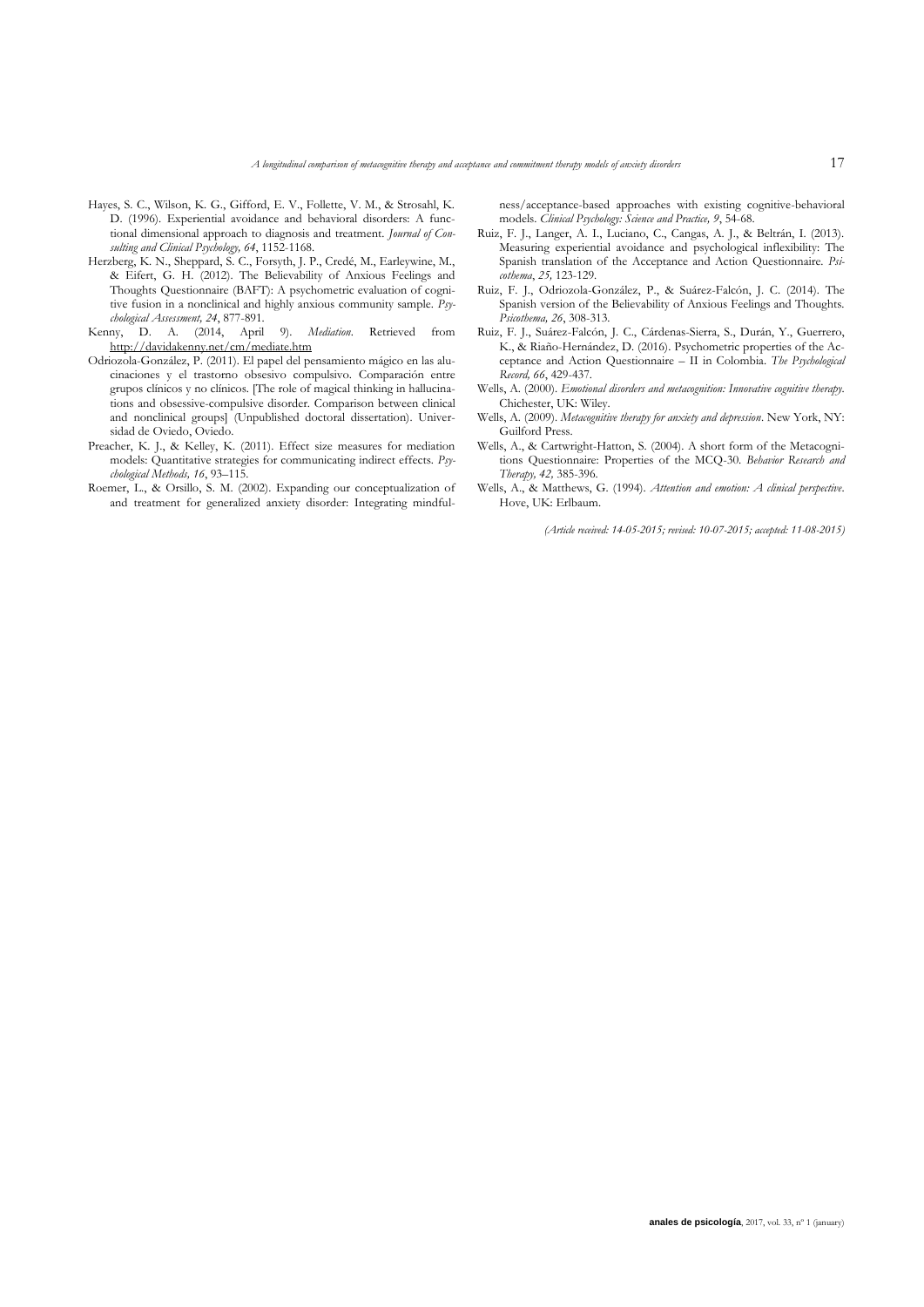Hayes, S. C., Wilson, K. G., Gifford, E. V., Follette, V. M., & Strosahl, K. D. (1996). Experiential avoidance and behavioral disorders: A functional dimensional approach to diagnosis and treatment. *Journal of Consulting and Clinical Psychology, 64*, 1152-1168.

Herzberg, K. N., Sheppard, S. C., Forsyth, J. P., Credé, M., Earleywine, M., & Eifert, G. H. (2012). The Believability of Anxious Feelings and Thoughts Questionnaire (BAFT): A psychometric evaluation of cognitive fusion in a nonclinical and highly anxious community sample. *Psychological Assessment, 24*, 877-891.

Kenny, D. A. (2014, April 9). *Mediation*. Retrieved from http://davidakenny.net/cm/mediate.htm

Odriozola-González, P. (2011). El papel del pensamiento mágico en las alucinaciones y el trastorno obsesivo compulsivo. Comparación entre grupos clínicos y no clínicos. [The role of magical thinking in hallucinations and obsessive-compulsive disorder. Comparison between clinical and nonclinical groups] (Unpublished doctoral dissertation). Universidad de Oviedo, Oviedo.

Preacher, K. J., & Kelley, K. (2011). Effect size measures for mediation models: Quantitative strategies for communicating indirect effects. *Psychological Methods, 16*, 93–115.

Roemer, L., & Orsillo, S. M. (2002). Expanding our conceptualization of and treatment for generalized anxiety disorder: Integrating mindfulness/acceptance-based approaches with existing cognitive-behavioral models. *Clinical Psychology: Science and Practice, 9*, 54-68.

Ruiz, F. J., Langer, A. I., Luciano, C., Cangas, A. J., & Beltrán, I. (2013). Measuring experiential avoidance and psychological inflexibility: The Spanish translation of the Acceptance and Action Questionnaire. *Psicothema*, *25,* 123-129.

Ruiz, F. J., Odriozola-González, P., & Suárez-Falcón, J. C. (2014). The Spanish version of the Believability of Anxious Feelings and Thoughts. *Psicothema, 26*, 308-313.

Ruiz, F. J., Suárez-Falcón, J. C., Cárdenas-Sierra, S., Durán, Y., Guerrero, K., & Riaño-Hernández, D. (2016). Psychometric properties of the Acceptance and Action Questionnaire – II in Colombia. *The Psychological Record, 66*, 429-437.

Wells, A. (2000). *Emotional disorders and metacognition: Innovative cognitive therapy*. Chichester, UK: Wiley.

Wells, A. (2009). *Metacognitive therapy for anxiety and depression*. New York, NY: Guilford Press.

Wells, A., & Cartwright-Hatton, S. (2004). A short form of the Metacognitions Questionnaire: Properties of the MCQ-30. *Behavior Research and Therapy, 42,* 385-396.

Wells, A., & Matthews, G. (1994). *Attention and emotion: A clinical perspective*. Hove, UK: Erlbaum.

*(Article received: 14-05-2015; revised: 10-07-2015; accepted: 11-08-2015)*